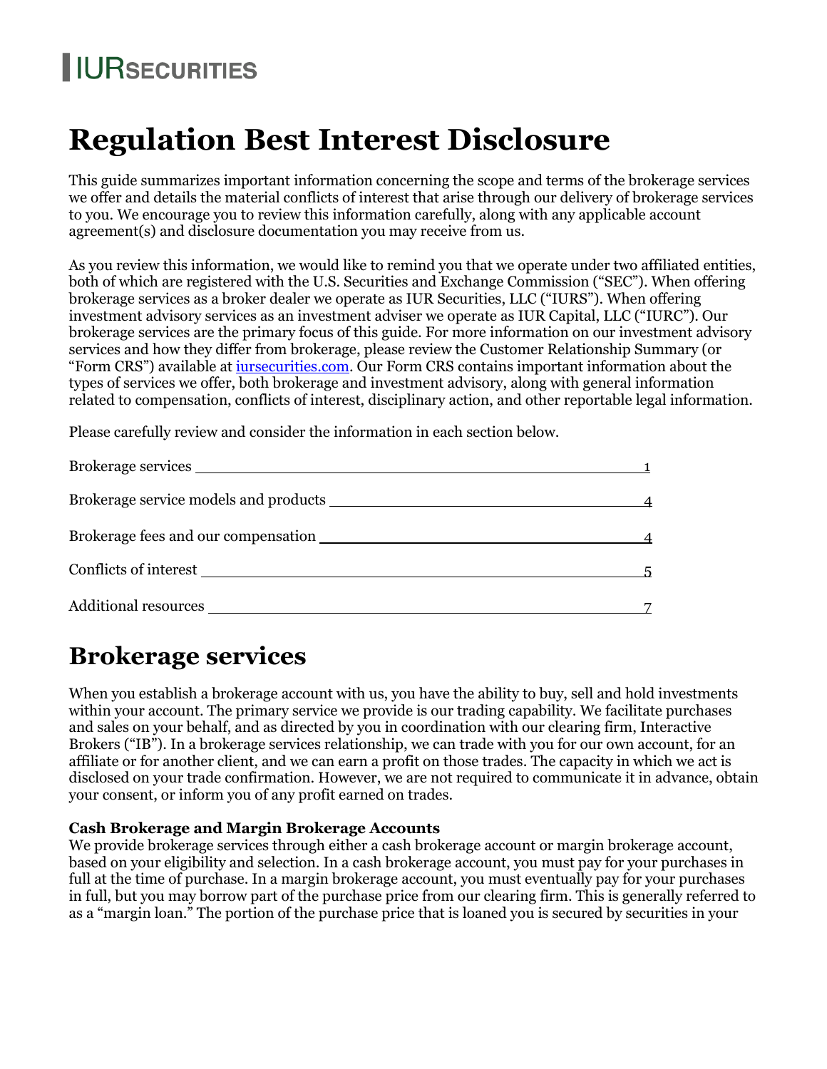IURSECURITIES

# Regulation Best Interest Disclosure

This guide summarizes important information concerning the scope and terms of the brokerage services we offer and details the material conflicts of interest that arise through our delivery of brokerage services to you. We encourage you to review this information carefully, along with any applicable account agreement(s) and disclosure documentation you may receive from us.

As you review this information, we would like to remind you that we operate under two affiliated entities, both of which are registered with the U.S. Securities and Exchange Commission ("SEC"). When offering brokerage services as a broker dealer we operate as IUR Securities, LLC ("IURS"). When offering investment advisory services as an investment adviser we operate as IUR Capital, LLC ("IURC"). Our brokerage services are the primary focus of this guide. For more information on our investment advisory services and how they differ from brokerage, please review the Customer Relationship Summary (or "Form CRS") available at iursecurities.com. Our Form CRS contains important information about the types of services we offer, both brokerage and investment advisory, along with general information related to compensation, conflicts of interest, disciplinary action, and other reportable legal information.

Please carefully review and consider the information in each section below.

| | |
|---|---|
| Brokerage services | 1 |
| Brokerage service models and products | 4 |
| Brokerage fees and our compensation | 4 |
| Conflicts of interest | 5 |
| Additional resources | 7 |

## Brokerage services

When you establish a brokerage account with us, you have the ability to buy, sell and hold investments within your account. The primary service we provide is our trading capability. We facilitate purchases and sales on your behalf, and as directed by you in coordination with our clearing firm, Interactive Brokers ("IB"). In a brokerage services relationship, we can trade with you for our own account, for an affiliate or for another client, and we can earn a profit on those trades. The capacity in which we act is disclosed on your trade confirmation. However, we are not required to communicate it in advance, obtain your consent, or inform you of any profit earned on trades.

**Cash Brokerage and Margin Brokerage Accounts**
We provide brokerage services through either a cash brokerage account or margin brokerage account, based on your eligibility and selection. In a cash brokerage account, you must pay for your purchases in full at the time of purchase. In a margin brokerage account, you must eventually pay for your purchases in full, but you may borrow part of the purchase price from our clearing firm. This is generally referred to as a "margin loan." The portion of the purchase price that is loaned you is secured by securities in your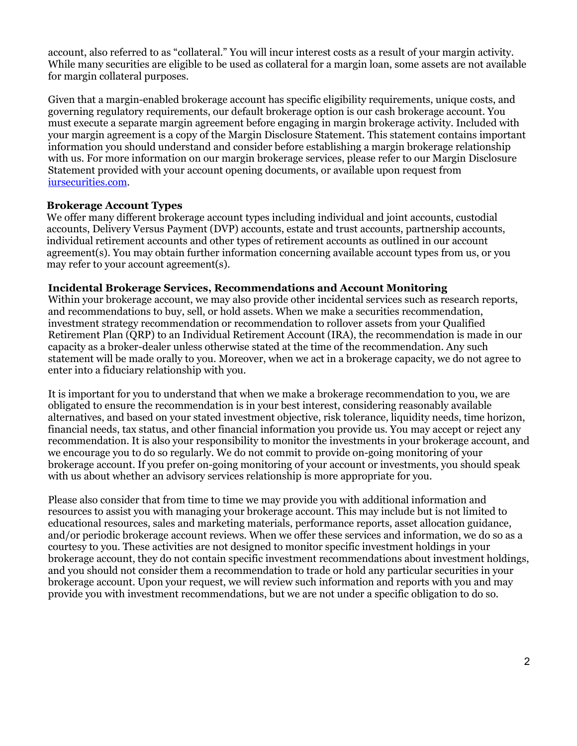account, also referred to as "collateral." You will incur interest costs as a result of your margin activity. While many securities are eligible to be used as collateral for a margin loan, some assets are not available for margin collateral purposes.

Given that a margin-enabled brokerage account has specific eligibility requirements, unique costs, and governing regulatory requirements, our default brokerage option is our cash brokerage account. You must execute a separate margin agreement before engaging in margin brokerage activity. Included with your margin agreement is a copy of the Margin Disclosure Statement. This statement contains important information you should understand and consider before establishing a margin brokerage relationship with us. For more information on our margin brokerage services, please refer to our Margin Disclosure Statement provided with your account opening documents, or available upon request from iursecurities.com.

**Brokerage Account Types**

We offer many different brokerage account types including individual and joint accounts, custodial accounts, Delivery Versus Payment (DVP) accounts, estate and trust accounts, partnership accounts, individual retirement accounts and other types of retirement accounts as outlined in our account agreement(s). You may obtain further information concerning available account types from us, or you may refer to your account agreement(s).

**Incidental Brokerage Services, Recommendations and Account Monitoring**

Within your brokerage account, we may also provide other incidental services such as research reports, and recommendations to buy, sell, or hold assets. When we make a securities recommendation, investment strategy recommendation or recommendation to rollover assets from your Qualified Retirement Plan (QRP) to an Individual Retirement Account (IRA), the recommendation is made in our capacity as a broker-dealer unless otherwise stated at the time of the recommendation. Any such statement will be made orally to you. Moreover, when we act in a brokerage capacity, we do not agree to enter into a fiduciary relationship with you.

It is important for you to understand that when we make a brokerage recommendation to you, we are obligated to ensure the recommendation is in your best interest, considering reasonably available alternatives, and based on your stated investment objective, risk tolerance, liquidity needs, time horizon, financial needs, tax status, and other financial information you provide us. You may accept or reject any recommendation. It is also your responsibility to monitor the investments in your brokerage account, and we encourage you to do so regularly. We do not commit to provide on-going monitoring of your brokerage account. If you prefer on-going monitoring of your account or investments, you should speak with us about whether an advisory services relationship is more appropriate for you.

Please also consider that from time to time we may provide you with additional information and resources to assist you with managing your brokerage account. This may include but is not limited to educational resources, sales and marketing materials, performance reports, asset allocation guidance, and/or periodic brokerage account reviews. When we offer these services and information, we do so as a courtesy to you. These activities are not designed to monitor specific investment holdings in your brokerage account, they do not contain specific investment recommendations about investment holdings, and you should not consider them a recommendation to trade or hold any particular securities in your brokerage account. Upon your request, we will review such information and reports with you and may provide you with investment recommendations, but we are not under a specific obligation to do so.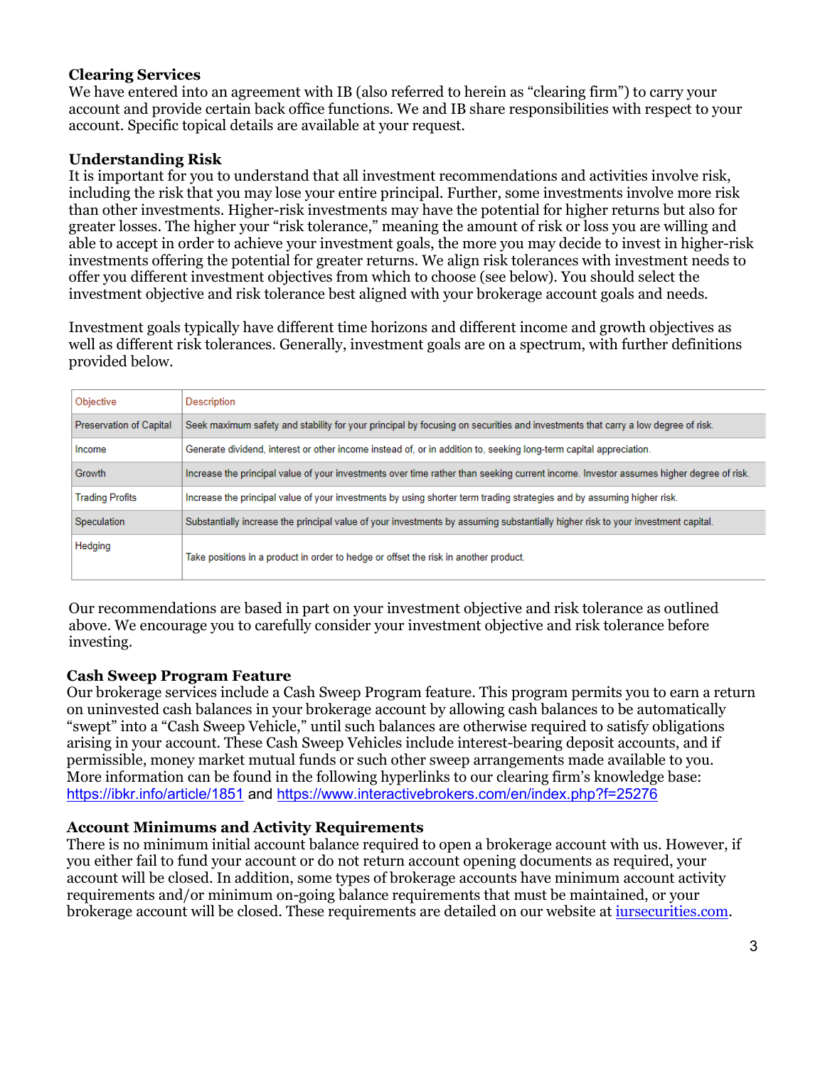**Clearing Services**

We have entered into an agreement with IB (also referred to herein as "clearing firm") to carry your account and provide certain back office functions. We and IB share responsibilities with respect to your account. Specific topical details are available at your request.

**Understanding Risk**

It is important for you to understand that all investment recommendations and activities involve risk, including the risk that you may lose your entire principal. Further, some investments involve more risk than other investments. Higher-risk investments may have the potential for higher returns but also for greater losses. The higher your "risk tolerance," meaning the amount of risk or loss you are willing and able to accept in order to achieve your investment goals, the more you may decide to invest in higher-risk investments offering the potential for greater returns. We align risk tolerances with investment needs to offer you different investment objectives from which to choose (see below). You should select the investment objective and risk tolerance best aligned with your brokerage account goals and needs.

Investment goals typically have different time horizons and different income and growth objectives as well as different risk tolerances. Generally, investment goals are on a spectrum, with further definitions provided below.

| Objective | Description |
|---|---|
| Preservation of Capital | Seek maximum safety and stability for your principal by focusing on securities and investments that carry a low degree of risk. |
| Income | Generate dividend, interest or other income instead of, or in addition to, seeking long-term capital appreciation. |
| Growth | Increase the principal value of your investments over time rather than seeking current income. Investor assumes higher degree of risk. |
| Trading Profits | Increase the principal value of your investments by using shorter term trading strategies and by assuming higher risk. |
| Speculation | Substantially increase the principal value of your investments by assuming substantially higher risk to your investment capital. |
| Hedging | Take positions in a product in order to hedge or offset the risk in another product. |

Our recommendations are based in part on your investment objective and risk tolerance as outlined above. We encourage you to carefully consider your investment objective and risk tolerance before investing.

**Cash Sweep Program Feature**

Our brokerage services include a Cash Sweep Program feature. This program permits you to earn a return on uninvested cash balances in your brokerage account by allowing cash balances to be automatically "swept" into a "Cash Sweep Vehicle," until such balances are otherwise required to satisfy obligations arising in your account. These Cash Sweep Vehicles include interest-bearing deposit accounts, and if permissible, money market mutual funds or such other sweep arrangements made available to you. More information can be found in the following hyperlinks to our clearing firm's knowledge base: https://ibkr.info/article/1851 and https://www.interactivebrokers.com/en/index.php?f=25276

**Account Minimums and Activity Requirements**

There is no minimum initial account balance required to open a brokerage account with us. However, if you either fail to fund your account or do not return account opening documents as required, your account will be closed. In addition, some types of brokerage accounts have minimum account activity requirements and/or minimum on-going balance requirements that must be maintained, or your brokerage account will be closed. These requirements are detailed on our website at iursecurities.com.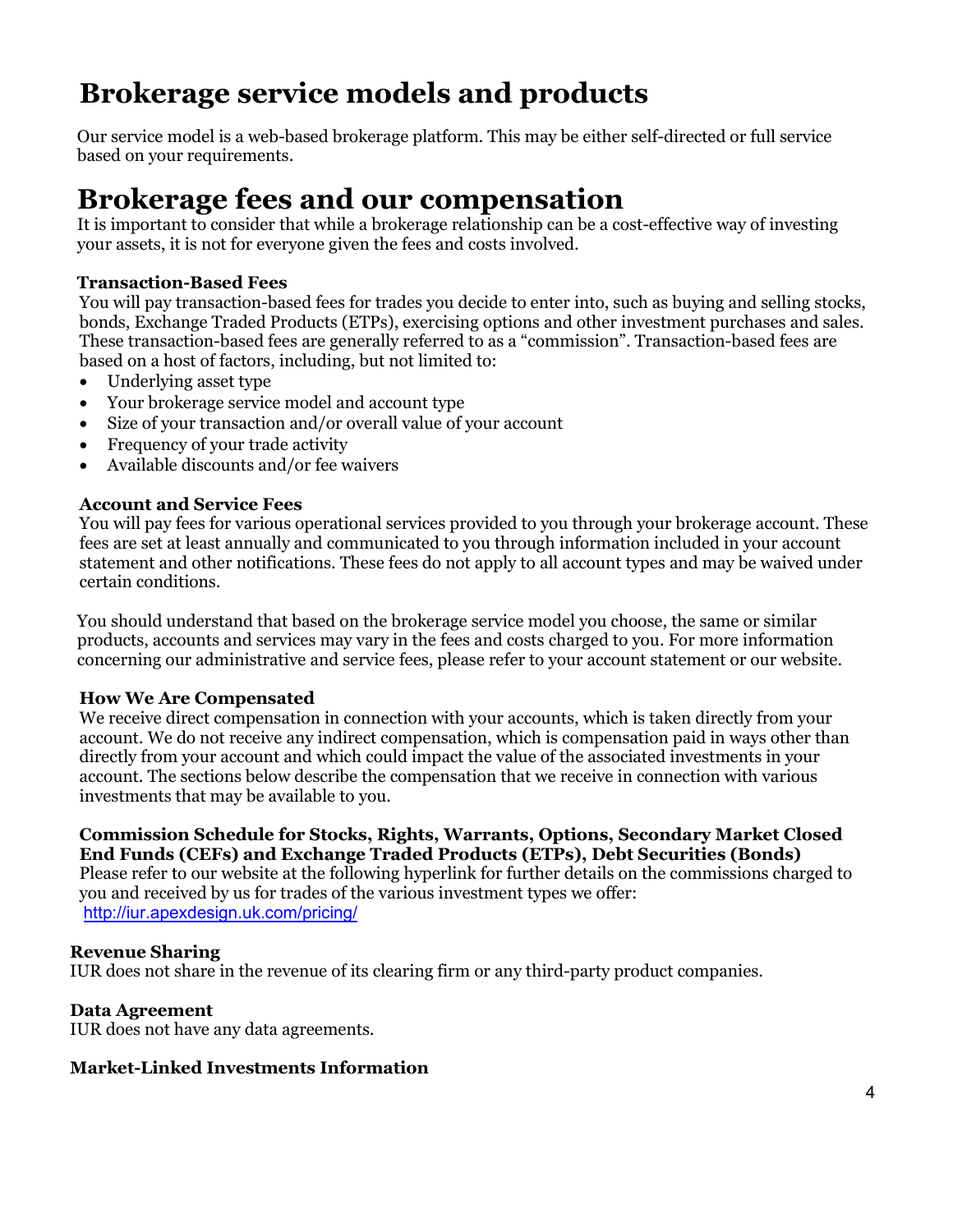# Brokerage service models and products

Our service model is a web-based brokerage platform. This may be either self-directed or full service based on your requirements.

# Brokerage fees and our compensation

It is important to consider that while a brokerage relationship can be a cost-effective way of investing your assets, it is not for everyone given the fees and costs involved.

### Transaction-Based Fees

You will pay transaction-based fees for trades you decide to enter into, such as buying and selling stocks, bonds, Exchange Traded Products (ETPs), exercising options and other investment purchases and sales. These transaction-based fees are generally referred to as a "commission". Transaction-based fees are based on a host of factors, including, but not limited to:

- Underlying asset type
- Your brokerage service model and account type
- Size of your transaction and/or overall value of your account
- Frequency of your trade activity
- Available discounts and/or fee waivers

### Account and Service Fees

You will pay fees for various operational services provided to you through your brokerage account. These fees are set at least annually and communicated to you through information included in your account statement and other notifications. These fees do not apply to all account types and may be waived under certain conditions.

You should understand that based on the brokerage service model you choose, the same or similar products, accounts and services may vary in the fees and costs charged to you. For more information concerning our administrative and service fees, please refer to your account statement or our website.

### How We Are Compensated

We receive direct compensation in connection with your accounts, which is taken directly from your account. We do not receive any indirect compensation, which is compensation paid in ways other than directly from your account and which could impact the value of the associated investments in your account. The sections below describe the compensation that we receive in connection with various investments that may be available to you.

### Commission Schedule for Stocks, Rights, Warrants, Options, Secondary Market Closed End Funds (CEFs) and Exchange Traded Products (ETPs), Debt Securities (Bonds)

Please refer to our website at the following hyperlink for further details on the commissions charged to you and received by us for trades of the various investment types we offer:
http://iur.apexdesign.uk.com/pricing/

### Revenue Sharing

IUR does not share in the revenue of its clearing firm or any third-party product companies.

### Data Agreement

IUR does not have any data agreements.

### Market-Linked Investments Information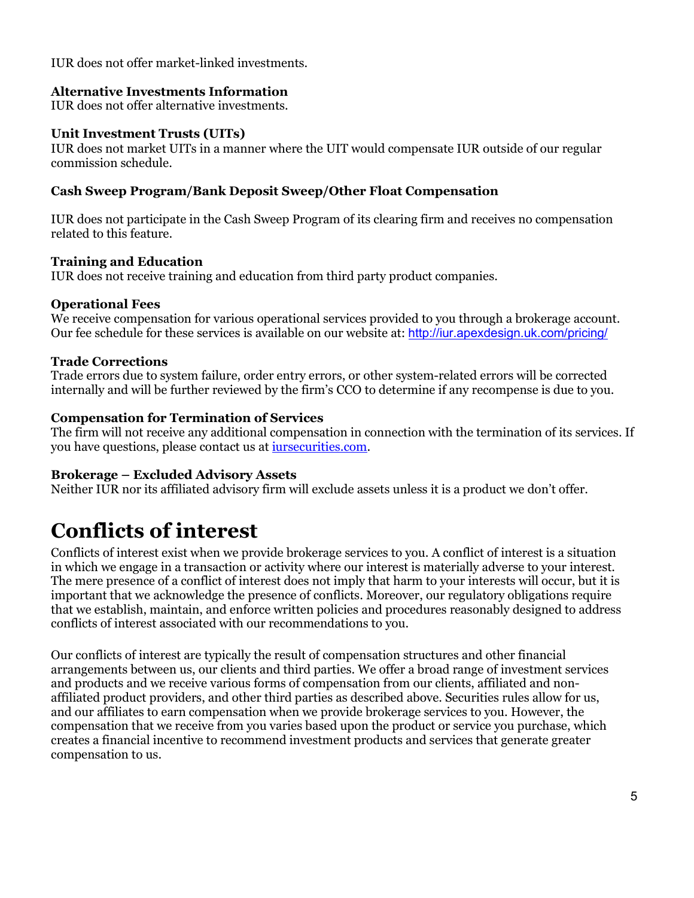IUR does not offer market-linked investments.

**Alternative Investments Information**
IUR does not offer alternative investments.

**Unit Investment Trusts (UITs)**
IUR does not market UITs in a manner where the UIT would compensate IUR outside of our regular commission schedule.

**Cash Sweep Program/Bank Deposit Sweep/Other Float Compensation**

IUR does not participate in the Cash Sweep Program of its clearing firm and receives no compensation related to this feature.

**Training and Education**
IUR does not receive training and education from third party product companies.

**Operational Fees**
We receive compensation for various operational services provided to you through a brokerage account. Our fee schedule for these services is available on our website at: [http://iur.apexdesign.uk.com/pricing/](http://iur.apexdesign.uk.com/pricing/)

**Trade Corrections**
Trade errors due to system failure, order entry errors, or other system-related errors will be corrected internally and will be further reviewed by the firm's CCO to determine if any recompense is due to you.

**Compensation for Termination of Services**
The firm will not receive any additional compensation in connection with the termination of its services. If you have questions, please contact us at [iursecurities.com](iursecurities.com).

**Brokerage – Excluded Advisory Assets**
Neither IUR nor its affiliated advisory firm will exclude assets unless it is a product we don't offer.

# Conflicts of interest

Conflicts of interest exist when we provide brokerage services to you. A conflict of interest is a situation in which we engage in a transaction or activity where our interest is materially adverse to your interest. The mere presence of a conflict of interest does not imply that harm to your interests will occur, but it is important that we acknowledge the presence of conflicts. Moreover, our regulatory obligations require that we establish, maintain, and enforce written policies and procedures reasonably designed to address conflicts of interest associated with our recommendations to you.

Our conflicts of interest are typically the result of compensation structures and other financial arrangements between us, our clients and third parties. We offer a broad range of investment services and products and we receive various forms of compensation from our clients, affiliated and non-affiliated product providers, and other third parties as described above. Securities rules allow for us, and our affiliates to earn compensation when we provide brokerage services to you. However, the compensation that we receive from you varies based upon the product or service you purchase, which creates a financial incentive to recommend investment products and services that generate greater compensation to us.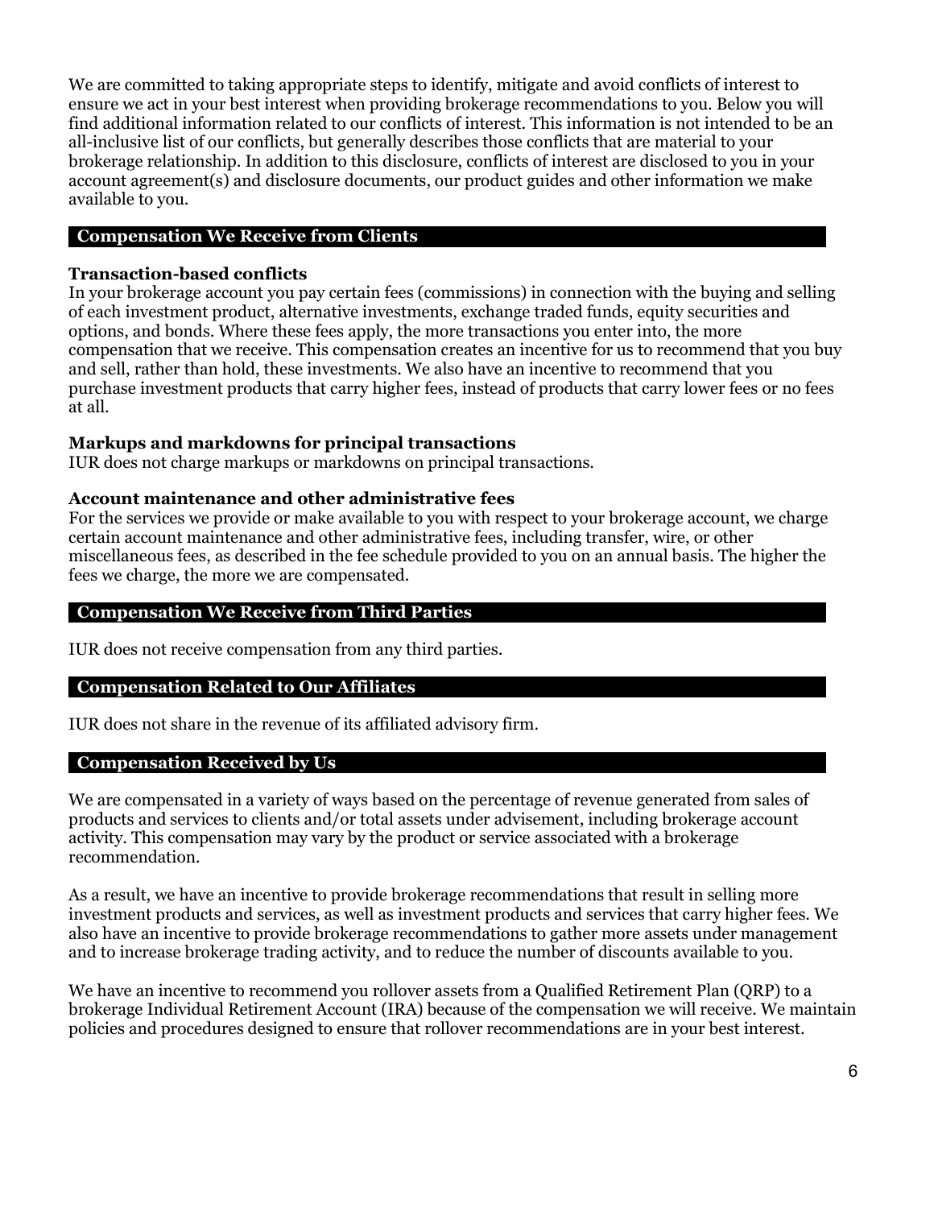We are committed to taking appropriate steps to identify, mitigate and avoid conflicts of interest to ensure we act in your best interest when providing brokerage recommendations to you. Below you will find additional information related to our conflicts of interest. This information is not intended to be an all-inclusive list of our conflicts, but generally describes those conflicts that are material to your brokerage relationship. In addition to this disclosure, conflicts of interest are disclosed to you in your account agreement(s) and disclosure documents, our product guides and other information we make available to you.

## Compensation We Receive from Clients

### Transaction-based conflicts

In your brokerage account you pay certain fees (commissions) in connection with the buying and selling of each investment product, alternative investments, exchange traded funds, equity securities and options, and bonds. Where these fees apply, the more transactions you enter into, the more compensation that we receive. This compensation creates an incentive for us to recommend that you buy and sell, rather than hold, these investments. We also have an incentive to recommend that you purchase investment products that carry higher fees, instead of products that carry lower fees or no fees at all.

### Markups and markdowns for principal transactions

IUR does not charge markups or markdowns on principal transactions.

### Account maintenance and other administrative fees

For the services we provide or make available to you with respect to your brokerage account, we charge certain account maintenance and other administrative fees, including transfer, wire, or other miscellaneous fees, as described in the fee schedule provided to you on an annual basis. The higher the fees we charge, the more we are compensated.

## Compensation We Receive from Third Parties

IUR does not receive compensation from any third parties.

## Compensation Related to Our Affiliates

IUR does not share in the revenue of its affiliated advisory firm.

## Compensation Received by Us

We are compensated in a variety of ways based on the percentage of revenue generated from sales of products and services to clients and/or total assets under advisement, including brokerage account activity. This compensation may vary by the product or service associated with a brokerage recommendation.

As a result, we have an incentive to provide brokerage recommendations that result in selling more investment products and services, as well as investment products and services that carry higher fees. We also have an incentive to provide brokerage recommendations to gather more assets under management and to increase brokerage trading activity, and to reduce the number of discounts available to you.

We have an incentive to recommend you rollover assets from a Qualified Retirement Plan (QRP) to a brokerage Individual Retirement Account (IRA) because of the compensation we will receive. We maintain policies and procedures designed to ensure that rollover recommendations are in your best interest.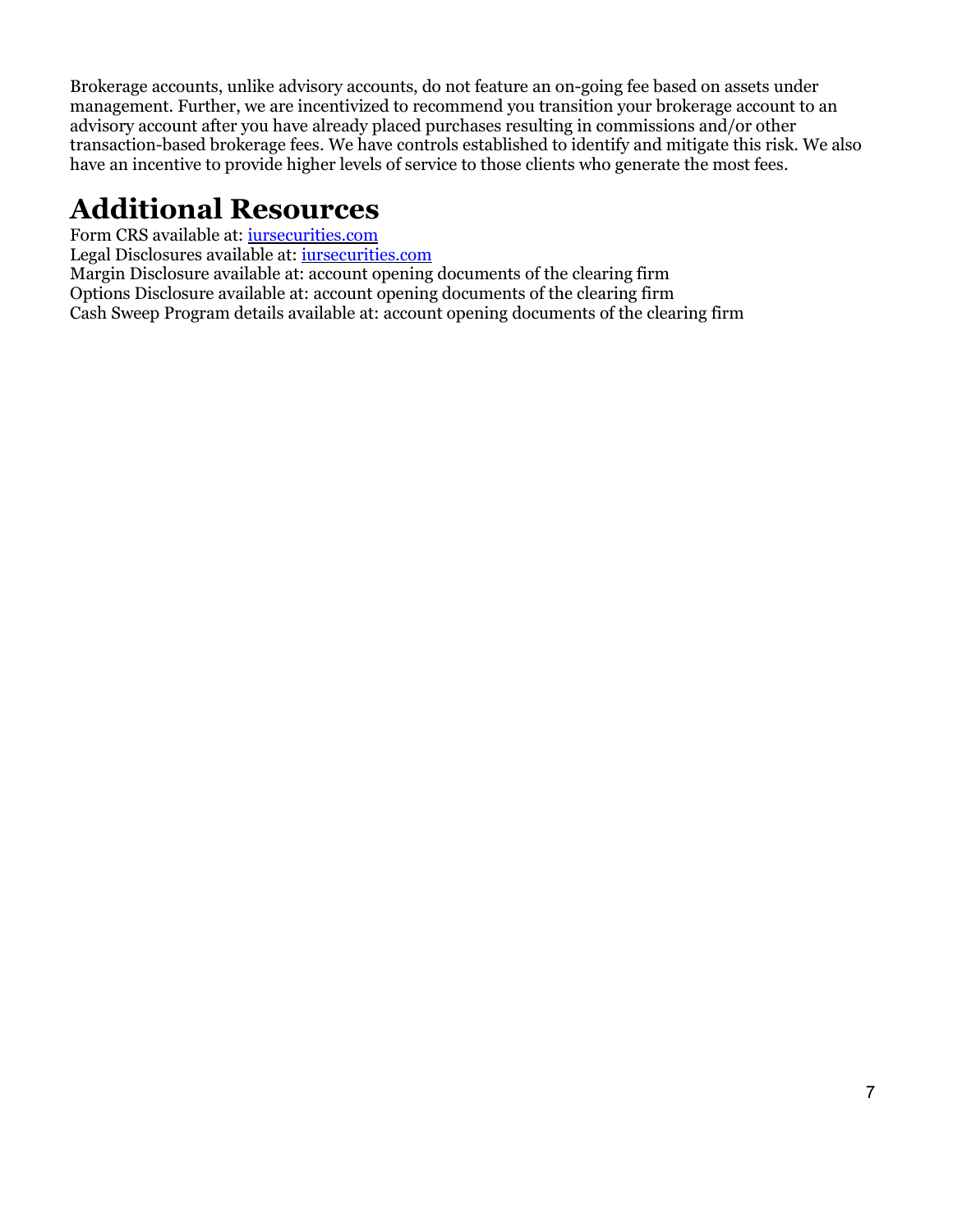Brokerage accounts, unlike advisory accounts, do not feature an on-going fee based on assets under management. Further, we are incentivized to recommend you transition your brokerage account to an advisory account after you have already placed purchases resulting in commissions and/or other transaction-based brokerage fees. We have controls established to identify and mitigate this risk. We also have an incentive to provide higher levels of service to those clients who generate the most fees.

# Additional Resources

Form CRS available at: [iursecurities.com](iursecurities.com)
Legal Disclosures available at: [iursecurities.com](iursecurities.com)
Margin Disclosure available at: account opening documents of the clearing firm
Options Disclosure available at: account opening documents of the clearing firm
Cash Sweep Program details available at: account opening documents of the clearing firm